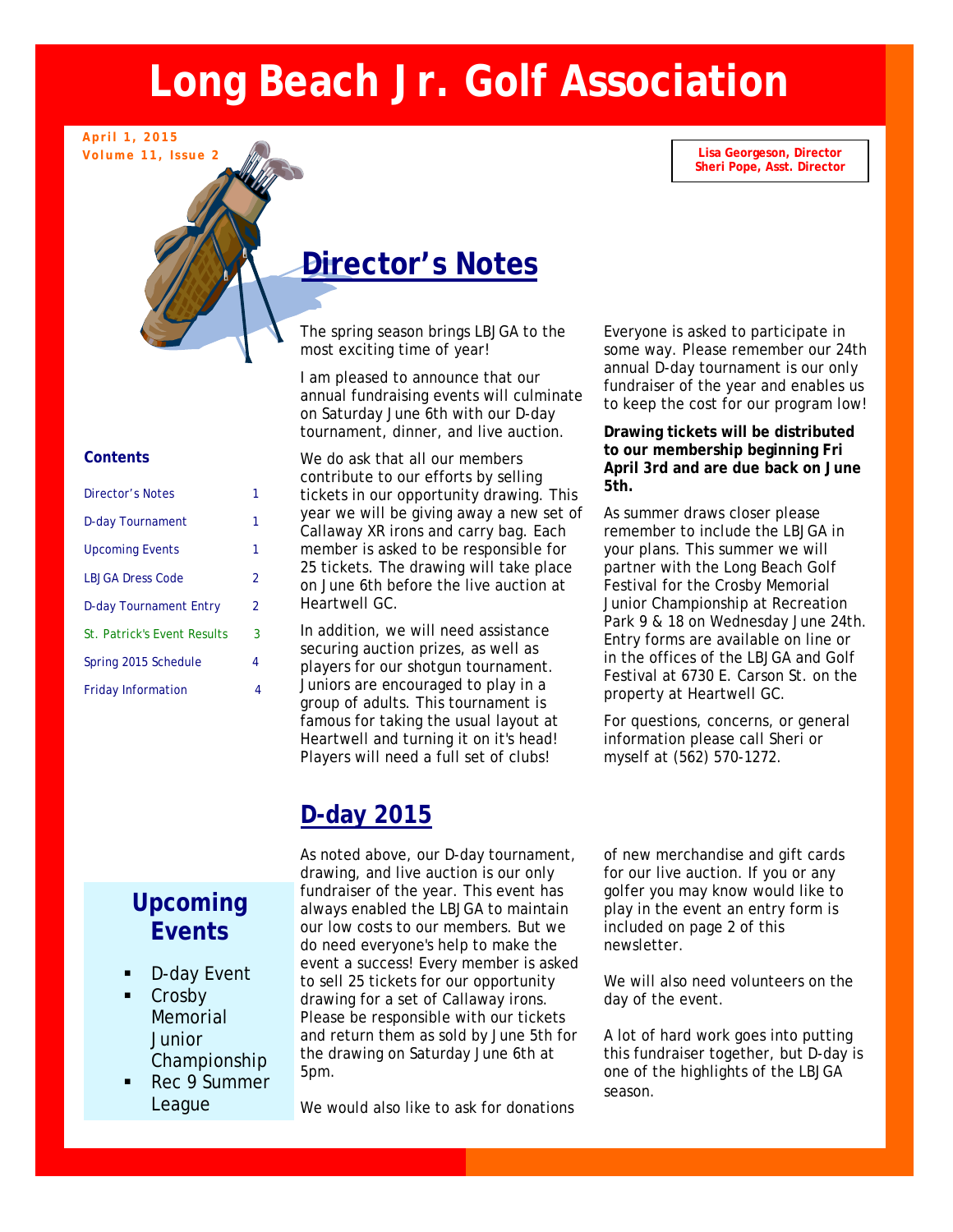# Long Beach Jr. Golf Association

**April 1, 2015**
**Volume 11, Issue 2**

**Lisa Georgeson, Director**
**Sheri Pope, Asst. Director**

## Director's Notes

The spring season brings LBJGA to the most exciting time of year!

I am pleased to announce that our annual fundraising events will culminate on Saturday June 6th with our D-day tournament, dinner, and live auction.

We do ask that all our members contribute to our efforts by selling tickets in our opportunity drawing. This year we will be giving away a new set of Callaway XR irons and carry bag. Each member is asked to be responsible for 25 tickets. The drawing will take place on June 6th before the live auction at Heartwell GC.

In addition, we will need assistance securing auction prizes, as well as players for our shotgun tournament. Juniors are encouraged to play in a group of adults. This tournament is famous for taking the usual layout at Heartwell and turning it on it's head! Players will need a full set of clubs!

Everyone is asked to participate in some way. Please remember our 24th annual D-day tournament is our only fundraiser of the year and enables us to keep the cost for our program low!

**Drawing tickets will be distributed to our membership beginning Fri April 3rd and are due back on June 5th.**

As summer draws closer please remember to include the LBJGA in your plans. This summer we will partner with the Long Beach Golf Festival for the Crosby Memorial Junior Championship at Recreation Park 9 & 18 on Wednesday June 24th. Entry forms are available on line or in the offices of the LBJGA and Golf Festival at 6730 E. Carson St. on the property at Heartwell GC.

For questions, concerns, or general information please call Sheri or myself at (562) 570-1272.

### Contents

| | |
|---|---|
| Director's Notes | 1 |
| D-day Tournament | 1 |
| Upcoming Events | 1 |
| LBJGA Dress Code | 2 |
| D-day Tournament Entry | 2 |
| St. Patrick's Event Results | 3 |
| Spring 2015 Schedule | 4 |
| Friday Information | 4 |

## D-day 2015

As noted above, our D-day tournament, drawing, and live auction is our only fundraiser of the year. This event has always enabled the LBJGA to maintain our low costs to our members. But we do need everyone's help to make the event a success! Every member is asked to sell 25 tickets for our opportunity drawing for a set of Callaway irons. Please be responsible with our tickets and return them as sold by June 5th for the drawing on Saturday June 6th at 5pm.

We would also like to ask for donations of new merchandise and gift cards for our live auction. If you or any golfer you may know would like to play in the event an entry form is included on page 2 of this newsletter.

We will also need volunteers on the day of the event.

A lot of hard work goes into putting this fundraiser together, but D-day is one of the highlights of the LBJGA season.

## Upcoming Events

- D-day Event
- Crosby Memorial Junior Championship
- Rec 9 Summer League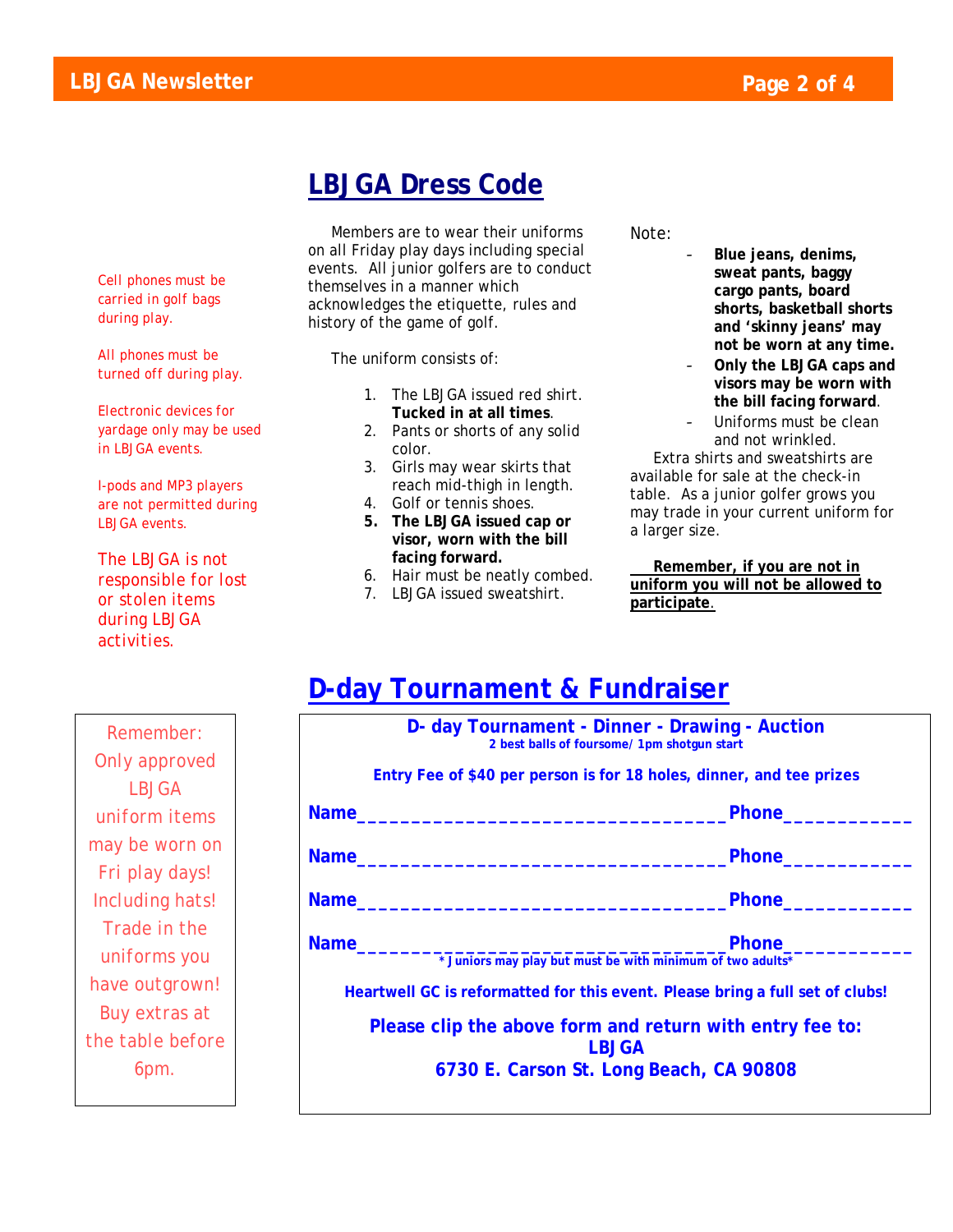## LBJGA Dress Code

Members are to wear their uniforms on all Friday play days including special events. All junior golfers are to conduct themselves in a manner which acknowledges the etiquette, rules and history of the game of golf.

The uniform consists of:

1. The LBJGA issued red shirt. **Tucked in at all times**.
2. Pants or shorts of any solid color.
3. Girls may wear skirts that reach mid-thigh in length.
4. Golf or tennis shoes.
5. **The LBJGA issued cap or visor, worn with the bill facing forward.**
6. Hair must be neatly combed.
7. LBJGA issued sweatshirt.

Note:

- **Blue jeans, denims, sweat pants, baggy cargo pants, board shorts, basketball shorts and 'skinny jeans' may not be worn at any time.**
- **Only the LBJGA caps and visors may be worn with the bill facing forward**.
- Uniforms must be clean and not wrinkled.

Extra shirts and sweatshirts are available for sale at the check-in table. As a junior golfer grows you may trade in your current uniform for a larger size.

**Remember, if you are not in uniform you will not be allowed to participate.**

Cell phones must be carried in golf bags during play.

All phones must be turned off during play.

Electronic devices for yardage only may be used in LBJGA events.

I-pods and MP3 players are not permitted during LBJGA events.

The LBJGA is not responsible for lost or stolen items during LBJGA activities.

## D-day Tournament & Fundraiser

**D- day Tournament - Dinner - Drawing - Auction**

**2 best balls of foursome/ 1pm shotgun start**

**Entry Fee of $40 per person is for 18 holes, dinner, and tee prizes**

**Name**__________________________________ **Phone**___________

**Name**__________________________________ **Phone**___________

**Name**__________________________________ **Phone**___________

**Name**__________________________________ **Phone**___________

**\* Juniors may play but must be with minimum of two adults\***

**Heartwell GC is reformatted for this event. Please bring a full set of clubs!**

**Please clip the above form and return with entry fee to:**
**LBJGA**
**6730 E. Carson St. Long Beach, CA 90808**

Remember: Only approved LBJGA uniform items may be worn on Fri play days! Including hats! Trade in the uniforms you have outgrown! Buy extras at the table before 6pm.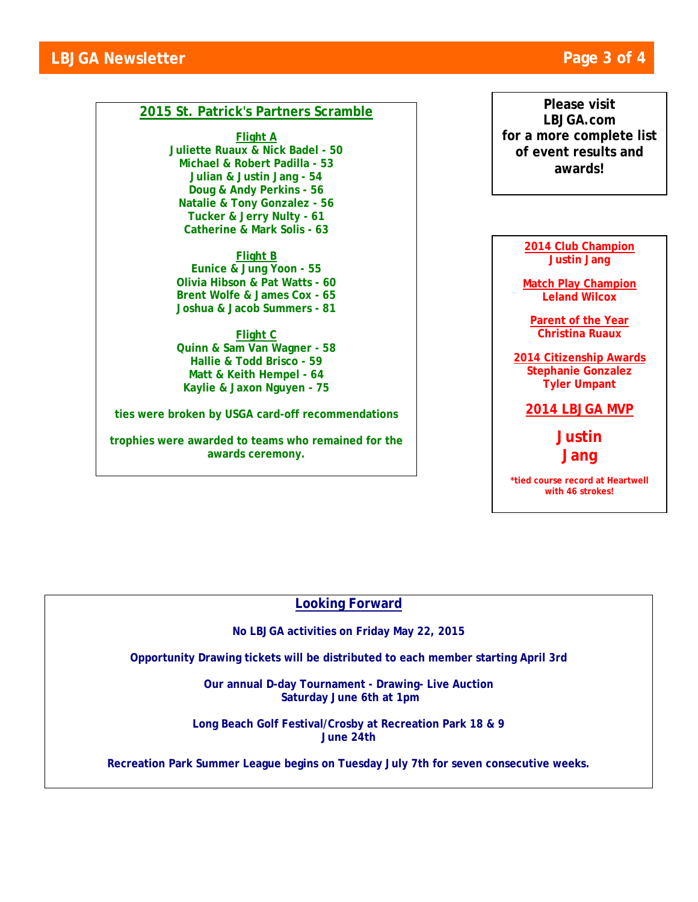## 2015 St. Patrick's Partners Scramble

**Flight A**

Juliette Ruaux & Nick Badel - 50
Michael & Robert Padilla - 53
Julian & Justin Jang - 54
Doug & Andy Perkins - 56
Natalie & Tony Gonzalez - 56
Tucker & Jerry Nulty - 61
Catherine & Mark Solis - 63

**Flight B**

Eunice & Jung Yoon - 55
Olivia Hibson & Pat Watts - 60
Brent Wolfe & James Cox - 65
Joshua & Jacob Summers - 81

**Flight C**

Quinn & Sam Van Wagner - 58
Hallie & Todd Brisco - 59
Matt & Keith Hempel - 64
Kaylie & Jaxon Nguyen - 75

ties were broken by USGA card-off recommendations

trophies were awarded to teams who remained for the awards ceremony.

**Please visit LBJGA.com for a more complete list of event results and awards!**

**2014 Club Champion**
Justin Jang

**Match Play Champion**
Leland Wilcox

**Parent of the Year**
Christina Ruaux

**2014 Citizenship Awards**
Stephanie Gonzalez
Tyler Umpant

## 2014 LBJGA MVP

**Justin Jang**

*tied course record at Heartwell with 46 strokes!

## Looking Forward

No LBJGA activities on Friday May 22, 2015

Opportunity Drawing tickets will be distributed to each member starting April 3rd

Our annual D-day Tournament - Drawing- Live Auction
Saturday June 6th at 1pm

Long Beach Golf Festival/Crosby at Recreation Park 18 & 9
June 24th

Recreation Park Summer League begins on Tuesday July 7th for seven consecutive weeks.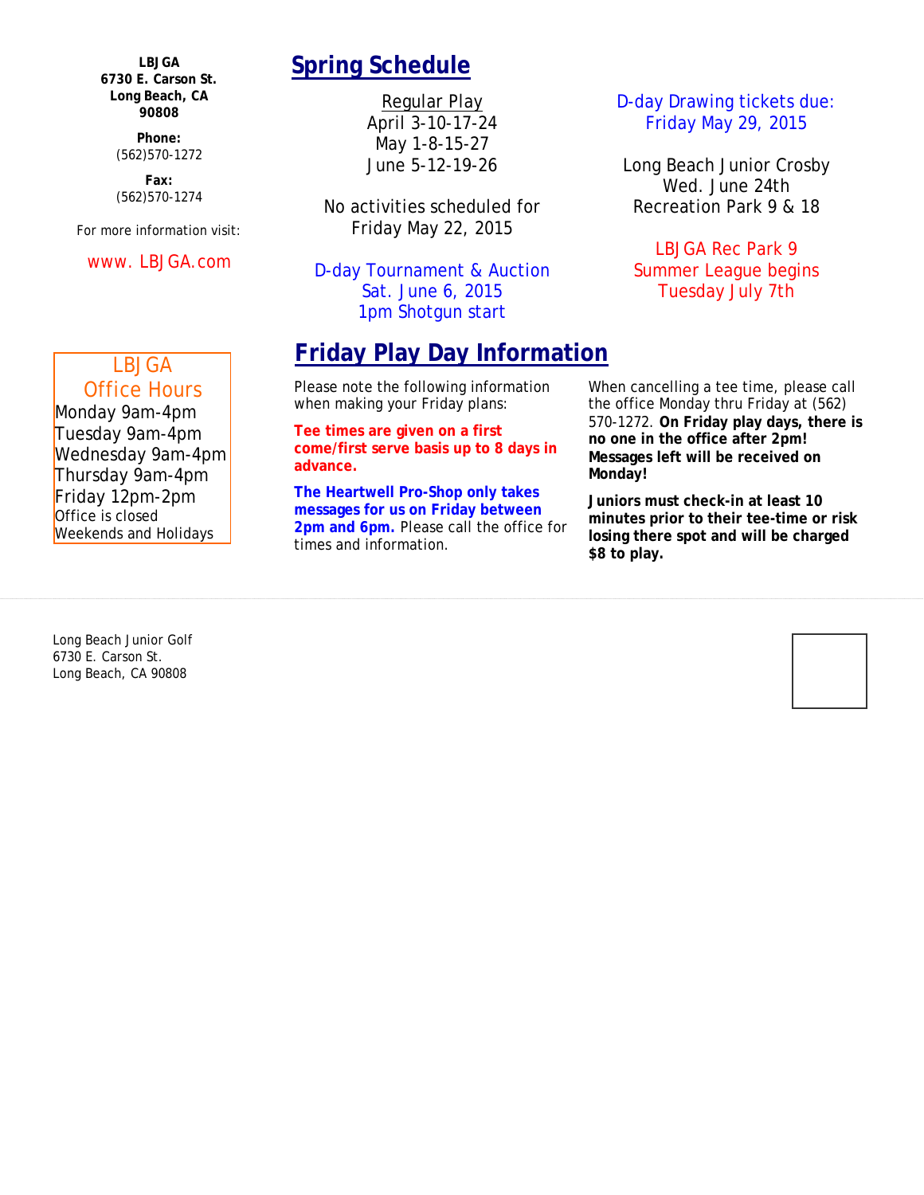**LBJGA**
**6730 E. Carson St.**
**Long Beach, CA**
**90808**

**Phone:**
(562)570-1272

**Fax:**
(562)570-1274

For more information visit:

www. LBJGA.com

LBJGA
Office Hours

Monday 9am-4pm
Tuesday 9am-4pm
Wednesday 9am-4pm
Thursday 9am-4pm
Friday 12pm-2pm
Office is closed
Weekends and Holidays

## Spring Schedule

Regular Play
April 3-10-17-24
May 1-8-15-27
June 5-12-19-26

No activities scheduled for
Friday May 22, 2015

D-day Tournament & Auction
Sat. June 6, 2015
1pm Shotgun start

D-day Drawing tickets due:
Friday May 29, 2015

Long Beach Junior Crosby
Wed. June 24th
Recreation Park 9 & 18

LBJGA Rec Park 9
Summer League begins
Tuesday July 7th

## Friday Play Day Information

Please note the following information when making your Friday plans:

**Tee times are given on a first come/first serve basis up to 8 days in advance.**

**The Heartwell Pro-Shop only takes messages for us on Friday between 2pm and 6pm.** Please call the office for times and information.

When cancelling a tee time, please call the office Monday thru Friday at (562) 570-1272. **On Friday play days, there is no one in the office after 2pm! Messages left will be received on Monday!**

**Juniors must check-in at least 10 minutes prior to their tee-time or risk losing there spot and will be charged $8 to play.**

Long Beach Junior Golf
6730 E. Carson St.
Long Beach, CA 90808